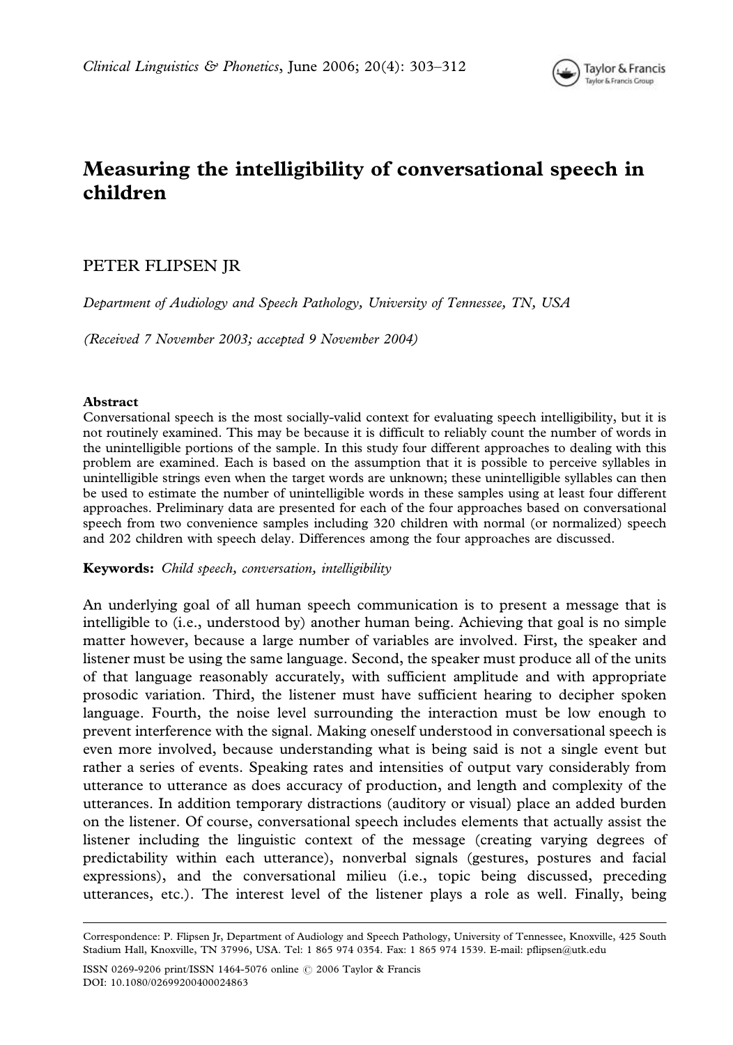# Measuring the intelligibility of conversational speech in children

PETER FLIPSEN JR

*Department of Audiology and Speech Pathology, University of Tennessee, TN, USA*

*(Received 7 November 2003; accepted 9 November 2004)*

### Abstract

Conversational speech is the most socially-valid context for evaluating speech intelligibility, but it is not routinely examined. This may be because it is difficult to reliably count the number of words in the unintelligible portions of the sample. In this study four different approaches to dealing with this problem are examined. Each is based on the assumption that it is possible to perceive syllables in unintelligible strings even when the target words are unknown; these unintelligible syllables can then be used to estimate the number of unintelligible words in these samples using at least four different approaches. Preliminary data are presented for each of the four approaches based on conversational speech from two convenience samples including 320 children with normal (or normalized) speech and 202 children with speech delay. Differences among the four approaches are discussed.

**Keywords:** *Child speech, conversation, intelligibility*

An underlying goal of all human speech communication is to present a message that is intelligible to (i.e., understood by) another human being. Achieving that goal is no simple matter however, because a large number of variables are involved. First, the speaker and listener must be using the same language. Second, the speaker must produce all of the units of that language reasonably accurately, with sufficient amplitude and with appropriate prosodic variation. Third, the listener must have sufficient hearing to decipher spoken language. Fourth, the noise level surrounding the interaction must be low enough to prevent interference with the signal. Making oneself understood in conversational speech is even more involved, because understanding what is being said is not a single event but rather a series of events. Speaking rates and intensities of output vary considerably from utterance to utterance as does accuracy of production, and length and complexity of the utterances. In addition temporary distractions (auditory or visual) place an added burden on the listener. Of course, conversational speech includes elements that actually assist the listener including the linguistic context of the message (creating varying degrees of predictability within each utterance), nonverbal signals (gestures, postures and facial expressions), and the conversational milieu (i.e., topic being discussed, preceding utterances, etc.). The interest level of the listener plays a role as well. Finally, being

---

Correspondence: P. Flipsen Jr, Department of Audiology and Speech Pathology, University of Tennessee, Knoxville, 425 South Stadium Hall, Knoxville, TN 37996, USA. Tel: 1 865 974 0354. Fax: 1 865 974 1539. E-mail: pflipsen@utk.edu

ISSN 0269-9206 print/ISSN 1464-5076 online © 2006 Taylor & Francis
DOI: 10.1080/02699200400024863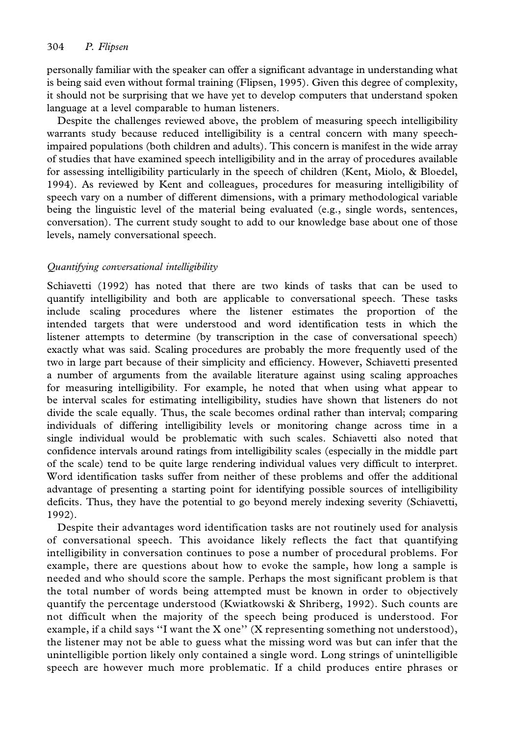personally familiar with the speaker can offer a significant advantage in understanding what is being said even without formal training (Flipsen, 1995). Given this degree of complexity, it should not be surprising that we have yet to develop computers that understand spoken language at a level comparable to human listeners.

Despite the challenges reviewed above, the problem of measuring speech intelligibility warrants study because reduced intelligibility is a central concern with many speech-impaired populations (both children and adults). This concern is manifest in the wide array of studies that have examined speech intelligibility and in the array of procedures available for assessing intelligibility particularly in the speech of children (Kent, Miolo, & Bloedel, 1994). As reviewed by Kent and colleagues, procedures for measuring intelligibility of speech vary on a number of different dimensions, with a primary methodological variable being the linguistic level of the material being evaluated (e.g., single words, sentences, conversation). The current study sought to add to our knowledge base about one of those levels, namely conversational speech.

### *Quantifying conversational intelligibility*

Schiavetti (1992) has noted that there are two kinds of tasks that can be used to quantify intelligibility and both are applicable to conversational speech. These tasks include scaling procedures where the listener estimates the proportion of the intended targets that were understood and word identification tests in which the listener attempts to determine (by transcription in the case of conversational speech) exactly what was said. Scaling procedures are probably the more frequently used of the two in large part because of their simplicity and efficiency. However, Schiavetti presented a number of arguments from the available literature against using scaling approaches for measuring intelligibility. For example, he noted that when using what appear to be interval scales for estimating intelligibility, studies have shown that listeners do not divide the scale equally. Thus, the scale becomes ordinal rather than interval; comparing individuals of differing intelligibility levels or monitoring change across time in a single individual would be problematic with such scales. Schiavetti also noted that confidence intervals around ratings from intelligibility scales (especially in the middle part of the scale) tend to be quite large rendering individual values very difficult to interpret. Word identification tasks suffer from neither of these problems and offer the additional advantage of presenting a starting point for identifying possible sources of intelligibility deficits. Thus, they have the potential to go beyond merely indexing severity (Schiavetti, 1992).

Despite their advantages word identification tasks are not routinely used for analysis of conversational speech. This avoidance likely reflects the fact that quantifying intelligibility in conversation continues to pose a number of procedural problems. For example, there are questions about how to evoke the sample, how long a sample is needed and who should score the sample. Perhaps the most significant problem is that the total number of words being attempted must be known in order to objectively quantify the percentage understood (Kwiatkowski & Shriberg, 1992). Such counts are not difficult when the majority of the speech being produced is understood. For example, if a child says "I want the X one" (X representing something not understood), the listener may not be able to guess what the missing word was but can infer that the unintelligible portion likely only contained a single word. Long strings of unintelligible speech are however much more problematic. If a child produces entire phrases or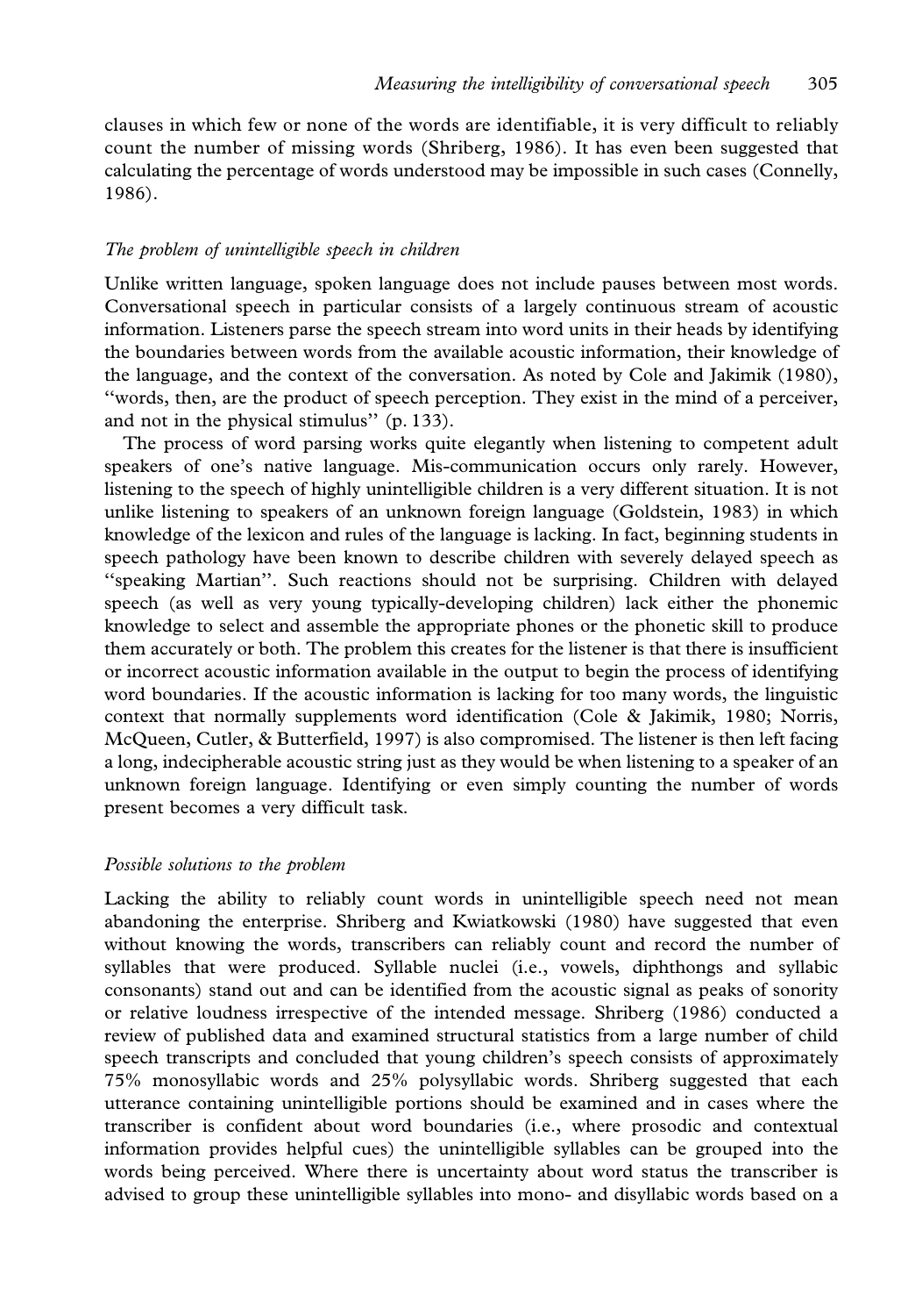clauses in which few or none of the words are identifiable, it is very difficult to reliably count the number of missing words (Shriberg, 1986). It has even been suggested that calculating the percentage of words understood may be impossible in such cases (Connelly, 1986).

### *The problem of unintelligible speech in children*

Unlike written language, spoken language does not include pauses between most words. Conversational speech in particular consists of a largely continuous stream of acoustic information. Listeners parse the speech stream into word units in their heads by identifying the boundaries between words from the available acoustic information, their knowledge of the language, and the context of the conversation. As noted by Cole and Jakimik (1980), "words, then, are the product of speech perception. They exist in the mind of a perceiver, and not in the physical stimulus" (p. 133).

The process of word parsing works quite elegantly when listening to competent adult speakers of one's native language. Mis-communication occurs only rarely. However, listening to the speech of highly unintelligible children is a very different situation. It is not unlike listening to speakers of an unknown foreign language (Goldstein, 1983) in which knowledge of the lexicon and rules of the language is lacking. In fact, beginning students in speech pathology have been known to describe children with severely delayed speech as "speaking Martian". Such reactions should not be surprising. Children with delayed speech (as well as very young typically-developing children) lack either the phonemic knowledge to select and assemble the appropriate phones or the phonetic skill to produce them accurately or both. The problem this creates for the listener is that there is insufficient or incorrect acoustic information available in the output to begin the process of identifying word boundaries. If the acoustic information is lacking for too many words, the linguistic context that normally supplements word identification (Cole & Jakimik, 1980; Norris, McQueen, Cutler, & Butterfield, 1997) is also compromised. The listener is then left facing a long, indecipherable acoustic string just as they would be when listening to a speaker of an unknown foreign language. Identifying or even simply counting the number of words present becomes a very difficult task.

### *Possible solutions to the problem*

Lacking the ability to reliably count words in unintelligible speech need not mean abandoning the enterprise. Shriberg and Kwiatkowski (1980) have suggested that even without knowing the words, transcribers can reliably count and record the number of syllables that were produced. Syllable nuclei (i.e., vowels, diphthongs and syllabic consonants) stand out and can be identified from the acoustic signal as peaks of sonority or relative loudness irrespective of the intended message. Shriberg (1986) conducted a review of published data and examined structural statistics from a large number of child speech transcripts and concluded that young children's speech consists of approximately 75% monosyllabic words and 25% polysyllabic words. Shriberg suggested that each utterance containing unintelligible portions should be examined and in cases where the transcriber is confident about word boundaries (i.e., where prosodic and contextual information provides helpful cues) the unintelligible syllables can be grouped into the words being perceived. Where there is uncertainty about word status the transcriber is advised to group these unintelligible syllables into mono- and disyllabic words based on a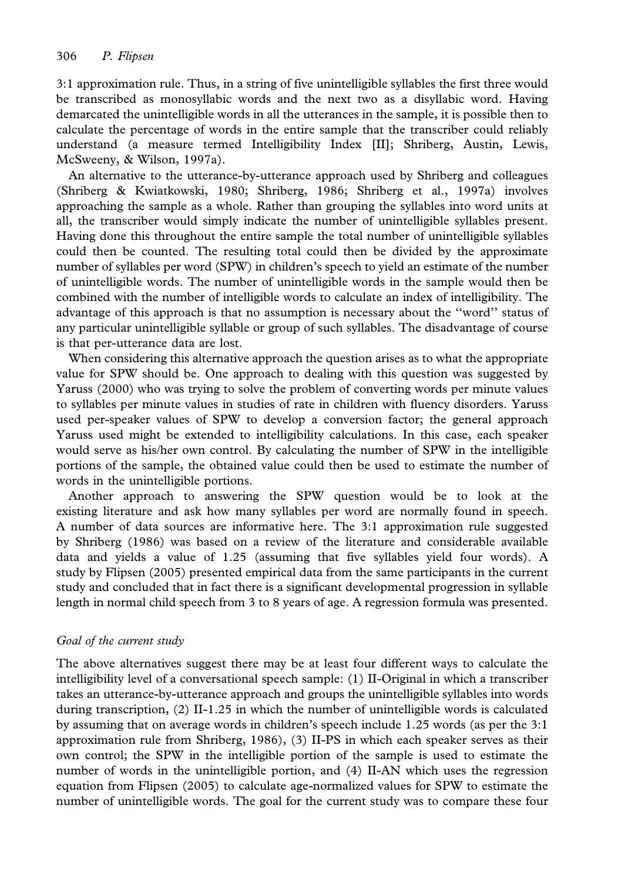3:1 approximation rule. Thus, in a string of five unintelligible syllables the first three would be transcribed as monosyllabic words and the next two as a disyllabic word. Having demarcated the unintelligible words in all the utterances in the sample, it is possible then to calculate the percentage of words in the entire sample that the transcriber could reliably understand (a measure termed Intelligibility Index [II]; Shriberg, Austin, Lewis, McSweeny, & Wilson, 1997a).

An alternative to the utterance-by-utterance approach used by Shriberg and colleagues (Shriberg & Kwiatkowski, 1980; Shriberg, 1986; Shriberg et al., 1997a) involves approaching the sample as a whole. Rather than grouping the syllables into word units at all, the transcriber would simply indicate the number of unintelligible syllables present. Having done this throughout the entire sample the total number of unintelligible syllables could then be counted. The resulting total could then be divided by the approximate number of syllables per word (SPW) in children's speech to yield an estimate of the number of unintelligible words. The number of unintelligible words in the sample would then be combined with the number of intelligible words to calculate an index of intelligibility. The advantage of this approach is that no assumption is necessary about the "word" status of any particular unintelligible syllable or group of such syllables. The disadvantage of course is that per-utterance data are lost.

When considering this alternative approach the question arises as to what the appropriate value for SPW should be. One approach to dealing with this question was suggested by Yaruss (2000) who was trying to solve the problem of converting words per minute values to syllables per minute values in studies of rate in children with fluency disorders. Yaruss used per-speaker values of SPW to develop a conversion factor; the general approach Yaruss used might be extended to intelligibility calculations. In this case, each speaker would serve as his/her own control. By calculating the number of SPW in the intelligible portions of the sample, the obtained value could then be used to estimate the number of words in the unintelligible portions.

Another approach to answering the SPW question would be to look at the existing literature and ask how many syllables per word are normally found in speech. A number of data sources are informative here. The 3:1 approximation rule suggested by Shriberg (1986) was based on a review of the literature and considerable available data and yields a value of 1.25 (assuming that five syllables yield four words). A study by Flipsen (2005) presented empirical data from the same participants in the current study and concluded that in fact there is a significant developmental progression in syllable length in normal child speech from 3 to 8 years of age. A regression formula was presented.

### *Goal of the current study*

The above alternatives suggest there may be at least four different ways to calculate the intelligibility level of a conversational speech sample: (1) II-Original in which a transcriber takes an utterance-by-utterance approach and groups the unintelligible syllables into words during transcription, (2) II-1.25 in which the number of unintelligible words is calculated by assuming that on average words in children's speech include 1.25 words (as per the 3:1 approximation rule from Shriberg, 1986), (3) II-PS in which each speaker serves as their own control; the SPW in the intelligible portion of the sample is used to estimate the number of words in the unintelligible portion, and (4) II-AN which uses the regression equation from Flipsen (2005) to calculate age-normalized values for SPW to estimate the number of unintelligible words. The goal for the current study was to compare these four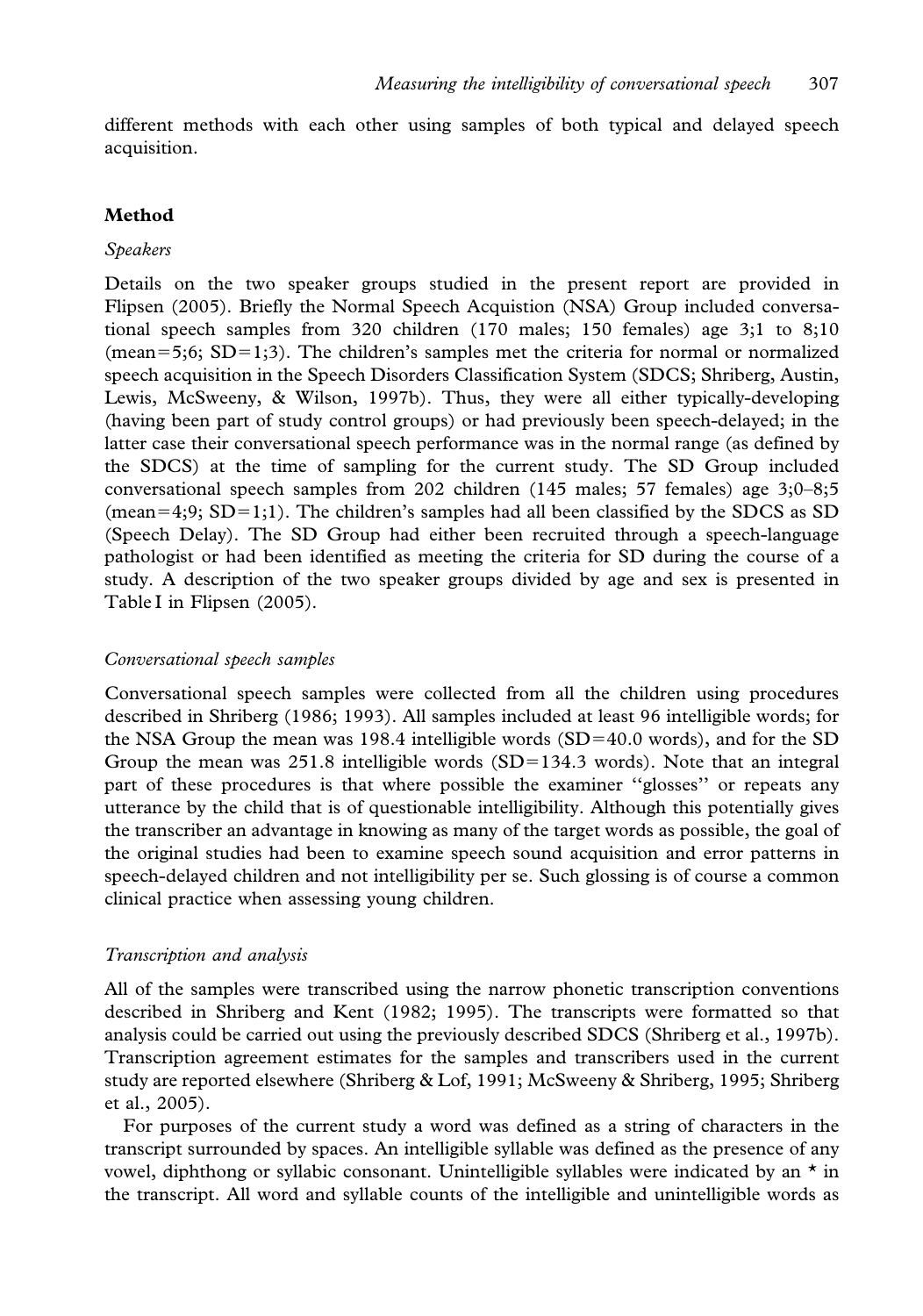different methods with each other using samples of both typical and delayed speech acquisition.

## Method

### *Speakers*

Details on the two speaker groups studied in the present report are provided in Flipsen (2005). Briefly the Normal Speech Acquistion (NSA) Group included conversational speech samples from 320 children (170 males; 150 females) age 3;1 to 8;10 (mean=5;6; SD=1;3). The children's samples met the criteria for normal or normalized speech acquisition in the Speech Disorders Classification System (SDCS; Shriberg, Austin, Lewis, McSweeny, & Wilson, 1997b). Thus, they were all either typically-developing (having been part of study control groups) or had previously been speech-delayed; in the latter case their conversational speech performance was in the normal range (as defined by the SDCS) at the time of sampling for the current study. The SD Group included conversational speech samples from 202 children (145 males; 57 females) age 3;0–8;5 (mean=4;9; SD=1;1). The children's samples had all been classified by the SDCS as SD (Speech Delay). The SD Group had either been recruited through a speech-language pathologist or had been identified as meeting the criteria for SD during the course of a study. A description of the two speaker groups divided by age and sex is presented in Table I in Flipsen (2005).

### *Conversational speech samples*

Conversational speech samples were collected from all the children using procedures described in Shriberg (1986; 1993). All samples included at least 96 intelligible words; for the NSA Group the mean was 198.4 intelligible words (SD=40.0 words), and for the SD Group the mean was 251.8 intelligible words (SD=134.3 words). Note that an integral part of these procedures is that where possible the examiner ''glosses'' or repeats any utterance by the child that is of questionable intelligibility. Although this potentially gives the transcriber an advantage in knowing as many of the target words as possible, the goal of the original studies had been to examine speech sound acquisition and error patterns in speech-delayed children and not intelligibility per se. Such glossing is of course a common clinical practice when assessing young children.

### *Transcription and analysis*

All of the samples were transcribed using the narrow phonetic transcription conventions described in Shriberg and Kent (1982; 1995). The transcripts were formatted so that analysis could be carried out using the previously described SDCS (Shriberg et al., 1997b). Transcription agreement estimates for the samples and transcribers used in the current study are reported elsewhere (Shriberg & Lof, 1991; McSweeny & Shriberg, 1995; Shriberg et al., 2005).

For purposes of the current study a word was defined as a string of characters in the transcript surrounded by spaces. An intelligible syllable was defined as the presence of any vowel, diphthong or syllabic consonant. Unintelligible syllables were indicated by an * in the transcript. All word and syllable counts of the intelligible and unintelligible words as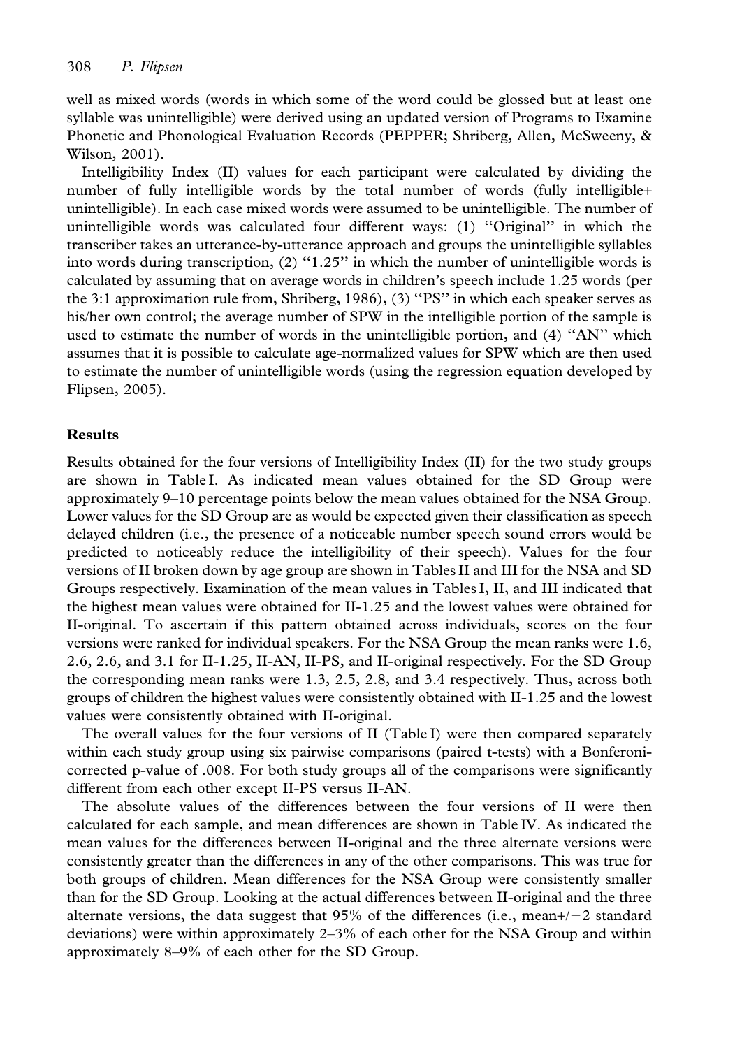well as mixed words (words in which some of the word could be glossed but at least one syllable was unintelligible) were derived using an updated version of Programs to Examine Phonetic and Phonological Evaluation Records (PEPPER; Shriberg, Allen, McSweeny, & Wilson, 2001).

Intelligibility Index (II) values for each participant were calculated by dividing the number of fully intelligible words by the total number of words (fully intelligible+ unintelligible). In each case mixed words were assumed to be unintelligible. The number of unintelligible words was calculated four different ways: (1) ''Original'' in which the transcriber takes an utterance-by-utterance approach and groups the unintelligible syllables into words during transcription, (2) ''1.25'' in which the number of unintelligible words is calculated by assuming that on average words in children's speech include 1.25 words (per the 3:1 approximation rule from, Shriberg, 1986), (3) ''PS'' in which each speaker serves as his/her own control; the average number of SPW in the intelligible portion of the sample is used to estimate the number of words in the unintelligible portion, and (4) ''AN'' which assumes that it is possible to calculate age-normalized values for SPW which are then used to estimate the number of unintelligible words (using the regression equation developed by Flipsen, 2005).

## Results

Results obtained for the four versions of Intelligibility Index (II) for the two study groups are shown in Table I. As indicated mean values obtained for the SD Group were approximately 9–10 percentage points below the mean values obtained for the NSA Group. Lower values for the SD Group are as would be expected given their classification as speech delayed children (i.e., the presence of a noticeable number speech sound errors would be predicted to noticeably reduce the intelligibility of their speech). Values for the four versions of II broken down by age group are shown in Tables II and III for the NSA and SD Groups respectively. Examination of the mean values in Tables I, II, and III indicated that the highest mean values were obtained for II-1.25 and the lowest values were obtained for II-original. To ascertain if this pattern obtained across individuals, scores on the four versions were ranked for individual speakers. For the NSA Group the mean ranks were 1.6, 2.6, 2.6, and 3.1 for II-1.25, II-AN, II-PS, and II-original respectively. For the SD Group the corresponding mean ranks were 1.3, 2.5, 2.8, and 3.4 respectively. Thus, across both groups of children the highest values were consistently obtained with II-1.25 and the lowest values were consistently obtained with II-original.

The overall values for the four versions of II (Table I) were then compared separately within each study group using six pairwise comparisons (paired t-tests) with a Bonferoni-corrected p-value of .008. For both study groups all of the comparisons were significantly different from each other except II-PS versus II-AN.

The absolute values of the differences between the four versions of II were then calculated for each sample, and mean differences are shown in Table IV. As indicated the mean values for the differences between II-original and the three alternate versions were consistently greater than the differences in any of the other comparisons. This was true for both groups of children. Mean differences for the NSA Group were consistently smaller than for the SD Group. Looking at the actual differences between II-original and the three alternate versions, the data suggest that 95% of the differences (i.e., mean+/−2 standard deviations) were within approximately 2–3% of each other for the NSA Group and within approximately 8–9% of each other for the SD Group.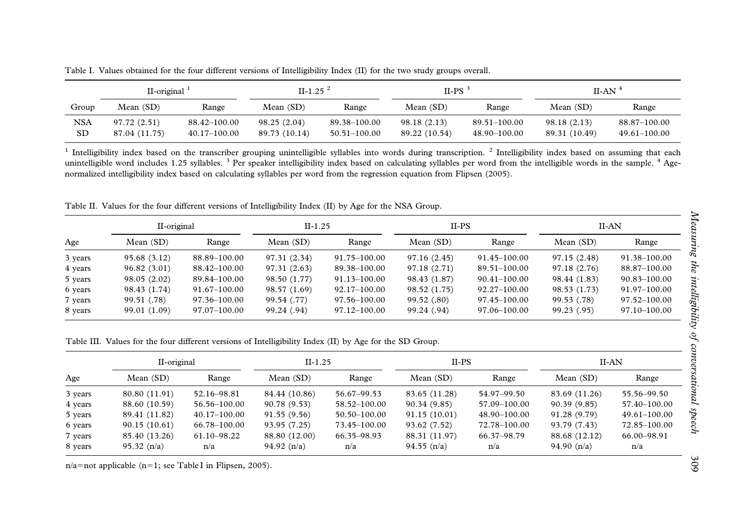Table I. Values obtained for the four different versions of Intelligibility Index (II) for the two study groups overall.

| | II-original [1] | | II-1.25 [2] | | II-PS [3] | | II-AN [4] | |
|---|---|---|---|---|---|---|---|---|
| Group | Mean (SD) | Range | Mean (SD) | Range | Mean (SD) | Range | Mean (SD) | Range |
| NSA | 97.72 (2.51) | 88.42–100.00 | 98.25 (2.04) | 89.38–100.00 | 98.18 (2.13) | 89.51–100.00 | 98.18 (2.13) | 88.87–100.00 |
| SD | 87.04 (11.75) | 40.17–100.00 | 89.73 (10.14) | 50.51–100.00 | 89.22 (10.54) | 48.90–100.00 | 89.31 (10.49) | 49.61–100.00 |

[1] Intelligibility index based on the transcriber grouping unintelligible syllables into words during transcription. [2] Intelligibility index based on assuming that each unintelligible word includes 1.25 syllables. [3] Per speaker intelligibility index based on calculating syllables per word from the intelligible words in the sample. [4] Age-normalized intelligibility index based on calculating syllables per word from the regression equation from Flipsen (2005).

Table II. Values for the four different versions of Intelligibility Index (II) by Age for the NSA Group.

| | II-original | | II-1.25 | | II-PS | | II-AN | |
|---|---|---|---|---|---|---|---|---|
| Age | Mean (SD) | Range | Mean (SD) | Range | Mean (SD) | Range | Mean (SD) | Range |
| 3 years | 95.68 (3.12) | 88.89–100.00 | 97.31 (2.34) | 91.75–100.00 | 97.16 (2.45) | 91.45–100.00 | 97.15 (2.48) | 91.38–100.00 |
| 4 years | 96.82 (3.01) | 88.42–100.00 | 97.31 (2.63) | 89.38–100.00 | 97.18 (2.71) | 89.51–100.00 | 97.18 (2.76) | 88.87–100.00 |
| 5 years | 98.05 (2.02) | 89.84–100.00 | 98.50 (1.77) | 91.13–100.00 | 98.43 (1.87) | 90.41–100.00 | 98.44 (1.83) | 90.83–100.00 |
| 6 years | 98.43 (1.74) | 91.67–100.00 | 98.57 (1.69) | 92.17–100.00 | 98.52 (1.75) | 92.27–100.00 | 98.53 (1.73) | 91.97–100.00 |
| 7 years | 99.51 (.78) | 97.36–100.00 | 99.54 (.77) | 97.56–100.00 | 99.52 (.80) | 97.45–100.00 | 99.53 (.78) | 97.52–100.00 |
| 8 years | 99.01 (1.09) | 97.07–100.00 | 99.24 (.94) | 97.12–100.00 | 99.24 (.94) | 97.06–100.00 | 99.23 (.95) | 97.10–100.00 |

Table III. Values for the four different versions of Intelligibility Index (II) by Age for the SD Group.

| | II-original | | II-1.25 | | II-PS | | II-AN | |
|---|---|---|---|---|---|---|---|---|
| Age | Mean (SD) | Range | Mean (SD) | Range | Mean (SD) | Range | Mean (SD) | Range |
| 3 years | 80.80 (11.91) | 52.16–98.81 | 84.44 (10.86) | 56.67–99.53 | 83.65 (11.28) | 54.97–99.50 | 83.69 (11.26) | 55.56–99.50 |
| 4 years | 88.60 (10.59) | 56.56–100.00 | 90.78 (9.53) | 58.52–100.00 | 90.34 (9.85) | 57.09–100.00 | 90.39 (9.85) | 57.40–100.00 |
| 5 years | 89.41 (11.82) | 40.17–100.00 | 91.55 (9.56) | 50.50–100.00 | 91.15 (10.01) | 48.90–100.00 | 91.28 (9.79) | 49.61–100.00 |
| 6 years | 90.15 (10.61) | 66.78–100.00 | 93.95 (7.25) | 73.45–100.00 | 93.62 (7.52) | 72.78–100.00 | 93.79 (7.43) | 72.85–100.00 |
| 7 years | 85.40 (13.26) | 61.10–98.22 | 88.80 (12.00) | 66.35–98.93 | 88.31 (11.97) | 66.37–98.79 | 88.68 (12.12) | 66.00–98.91 |
| 8 years | 95.32 (n/a) | n/a | 94.92 (n/a) | n/a | 94.55 (n/a) | n/a | 94.90 (n/a) | n/a |

n/a=not applicable (n=1; see Table I in Flipsen, 2005).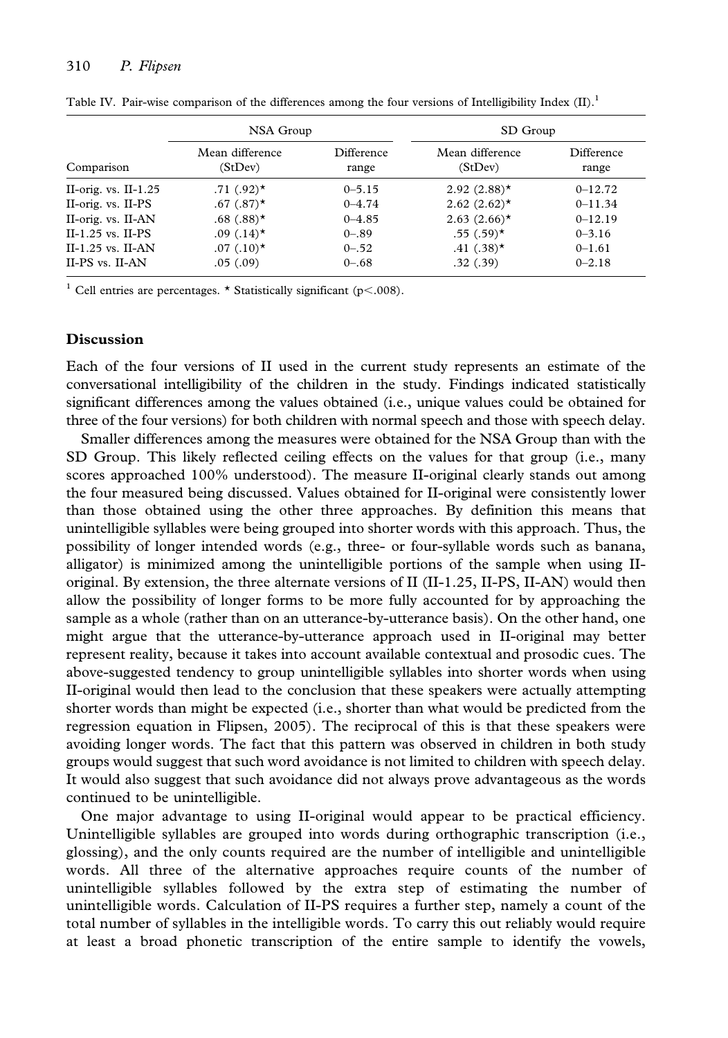Table IV. Pair-wise comparison of the differences among the four versions of Intelligibility Index (II).[1]

| | NSA Group | | SD Group | |
|---|---|---|---|---|
| Comparison | Mean difference (StDev) | Difference range | Mean difference (StDev) | Difference range |
| II-orig. vs. II-1.25 | .71 (.92)* | 0–5.15 | 2.92 (2.88)* | 0–12.72 |
| II-orig. vs. II-PS | .67 (.87)* | 0–4.74 | 2.62 (2.62)* | 0–11.34 |
| II-orig. vs. II-AN | .68 (.88)* | 0–4.85 | 2.63 (2.66)* | 0–12.19 |
| II-1.25 vs. II-PS | .09 (.14)* | 0–.89 | .55 (.59)* | 0–3.16 |
| II-1.25 vs. II-AN | .07 (.10)* | 0–.52 | .41 (.38)* | 0–1.61 |
| II-PS vs. II-AN | .05 (.09) | 0–.68 | .32 (.39) | 0–2.18 |

[1] Cell entries are percentages. * Statistically significant ($p < .008$).

## Discussion

Each of the four versions of II used in the current study represents an estimate of the conversational intelligibility of the children in the study. Findings indicated statistically significant differences among the values obtained (i.e., unique values could be obtained for three of the four versions) for both children with normal speech and those with speech delay.

Smaller differences among the measures were obtained for the NSA Group than with the SD Group. This likely reflected ceiling effects on the values for that group (i.e., many scores approached 100% understood). The measure II-original clearly stands out among the four measured being discussed. Values obtained for II-original were consistently lower than those obtained using the other three approaches. By definition this means that unintelligible syllables were being grouped into shorter words with this approach. Thus, the possibility of longer intended words (e.g., three- or four-syllable words such as banana, alligator) is minimized among the unintelligible portions of the sample when using II-original. By extension, the three alternate versions of II (II-1.25, II-PS, II-AN) would then allow the possibility of longer forms to be more fully accounted for by approaching the sample as a whole (rather than on an utterance-by-utterance basis). On the other hand, one might argue that the utterance-by-utterance approach used in II-original may better represent reality, because it takes into account available contextual and prosodic cues. The above-suggested tendency to group unintelligible syllables into shorter words when using II-original would then lead to the conclusion that these speakers were actually attempting shorter words than might be expected (i.e., shorter than what would be predicted from the regression equation in Flipsen, 2005). The reciprocal of this is that these speakers were avoiding longer words. The fact that this pattern was observed in children in both study groups would suggest that such word avoidance is not limited to children with speech delay. It would also suggest that such avoidance did not always prove advantageous as the words continued to be unintelligible.

One major advantage to using II-original would appear to be practical efficiency. Unintelligible syllables are grouped into words during orthographic transcription (i.e., glossing), and the only counts required are the number of intelligible and unintelligible words. All three of the alternative approaches require counts of the number of unintelligible syllables followed by the extra step of estimating the number of unintelligible words. Calculation of II-PS requires a further step, namely a count of the total number of syllables in the intelligible words. To carry this out reliably would require at least a broad phonetic transcription of the entire sample to identify the vowels,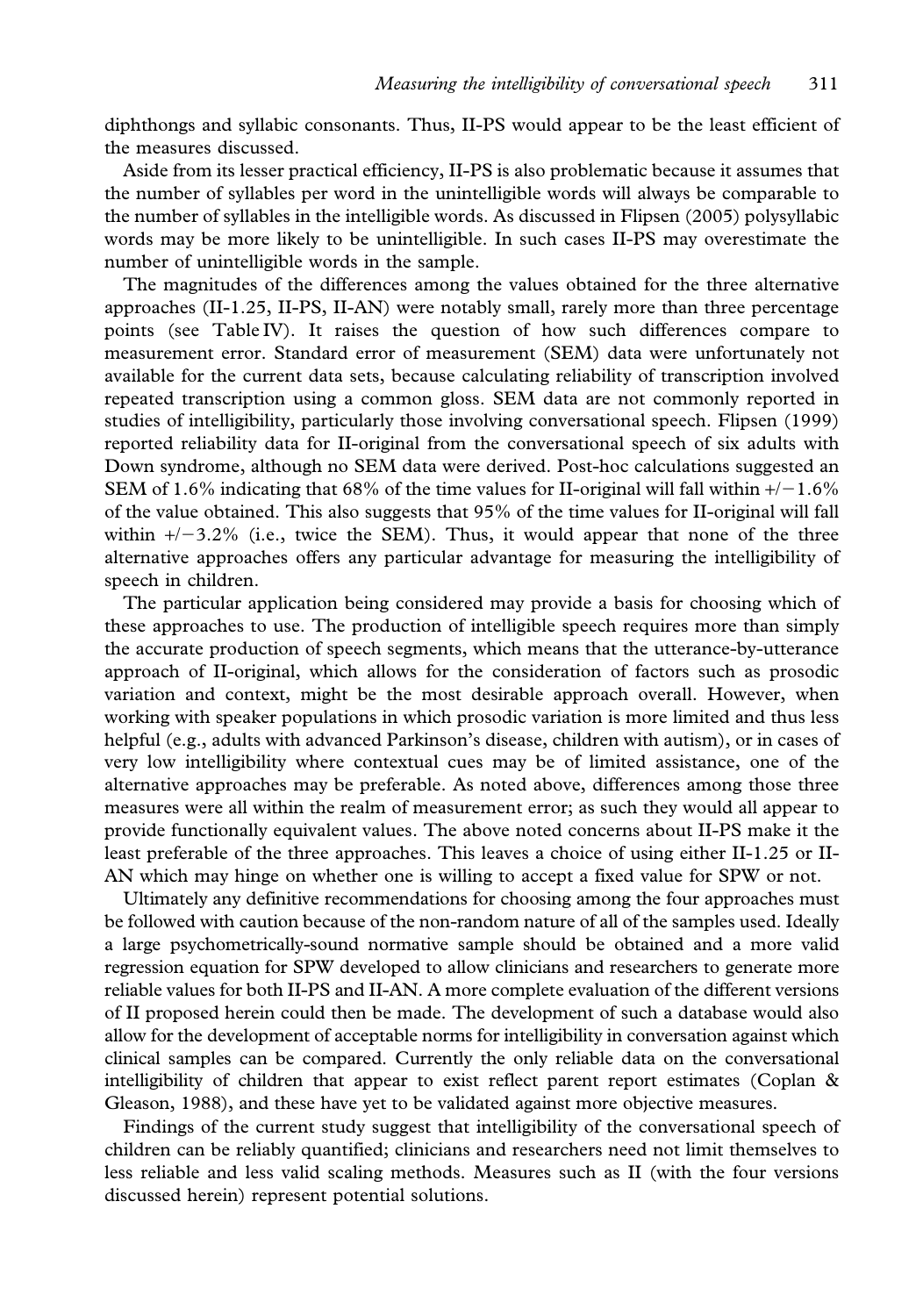diphthongs and syllabic consonants. Thus, II-PS would appear to be the least efficient of the measures discussed.

Aside from its lesser practical efficiency, II-PS is also problematic because it assumes that the number of syllables per word in the unintelligible words will always be comparable to the number of syllables in the intelligible words. As discussed in Flipsen (2005) polysyllabic words may be more likely to be unintelligible. In such cases II-PS may overestimate the number of unintelligible words in the sample.

The magnitudes of the differences among the values obtained for the three alternative approaches (II-1.25, II-PS, II-AN) were notably small, rarely more than three percentage points (see Table IV). It raises the question of how such differences compare to measurement error. Standard error of measurement (SEM) data were unfortunately not available for the current data sets, because calculating reliability of transcription involved repeated transcription using a common gloss. SEM data are not commonly reported in studies of intelligibility, particularly those involving conversational speech. Flipsen (1999) reported reliability data for II-original from the conversational speech of six adults with Down syndrome, although no SEM data were derived. Post-hoc calculations suggested an SEM of 1.6% indicating that 68% of the time values for II-original will fall within +/−1.6% of the value obtained. This also suggests that 95% of the time values for II-original will fall within +/−3.2% (i.e., twice the SEM). Thus, it would appear that none of the three alternative approaches offers any particular advantage for measuring the intelligibility of speech in children.

The particular application being considered may provide a basis for choosing which of these approaches to use. The production of intelligible speech requires more than simply the accurate production of speech segments, which means that the utterance-by-utterance approach of II-original, which allows for the consideration of factors such as prosodic variation and context, might be the most desirable approach overall. However, when working with speaker populations in which prosodic variation is more limited and thus less helpful (e.g., adults with advanced Parkinson's disease, children with autism), or in cases of very low intelligibility where contextual cues may be of limited assistance, one of the alternative approaches may be preferable. As noted above, differences among those three measures were all within the realm of measurement error; as such they would all appear to provide functionally equivalent values. The above noted concerns about II-PS make it the least preferable of the three approaches. This leaves a choice of using either II-1.25 or II-AN which may hinge on whether one is willing to accept a fixed value for SPW or not.

Ultimately any definitive recommendations for choosing among the four approaches must be followed with caution because of the non-random nature of all of the samples used. Ideally a large psychometrically-sound normative sample should be obtained and a more valid regression equation for SPW developed to allow clinicians and researchers to generate more reliable values for both II-PS and II-AN. A more complete evaluation of the different versions of II proposed herein could then be made. The development of such a database would also allow for the development of acceptable norms for intelligibility in conversation against which clinical samples can be compared. Currently the only reliable data on the conversational intelligibility of children that appear to exist reflect parent report estimates (Coplan & Gleason, 1988), and these have yet to be validated against more objective measures.

Findings of the current study suggest that intelligibility of the conversational speech of children can be reliably quantified; clinicians and researchers need not limit themselves to less reliable and less valid scaling methods. Measures such as II (with the four versions discussed herein) represent potential solutions.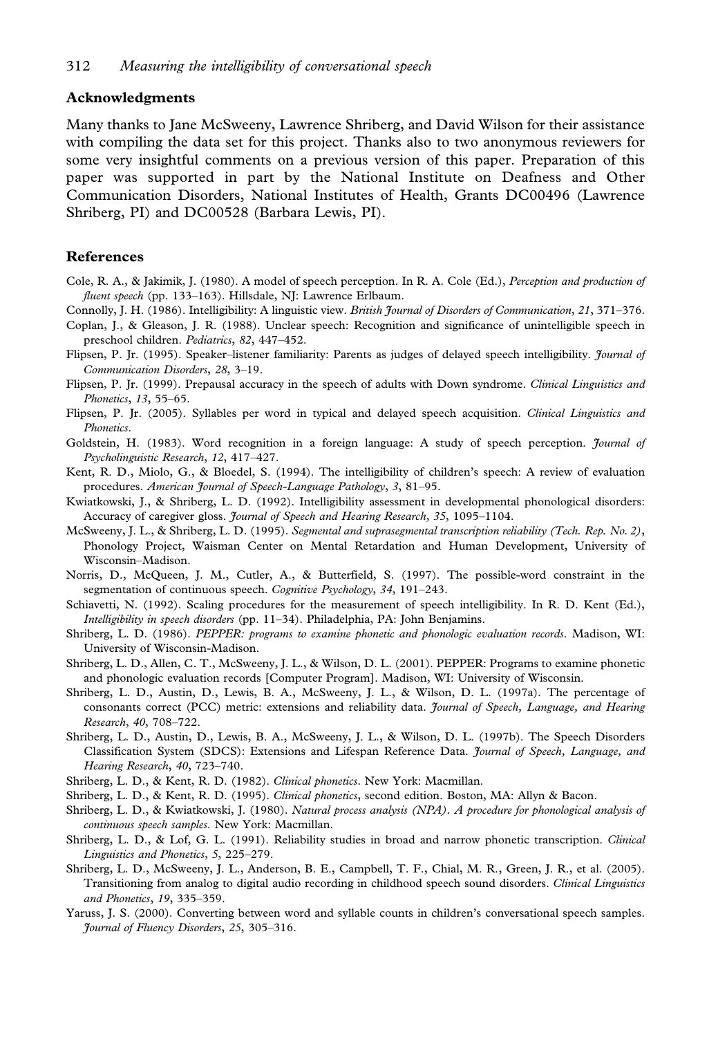## Acknowledgments

Many thanks to Jane McSweeny, Lawrence Shriberg, and David Wilson for their assistance with compiling the data set for this project. Thanks also to two anonymous reviewers for some very insightful comments on a previous version of this paper. Preparation of this paper was supported in part by the National Institute on Deafness and Other Communication Disorders, National Institutes of Health, Grants DC00496 (Lawrence Shriberg, PI) and DC00528 (Barbara Lewis, PI).

## References

Cole, R. A., & Jakimik, J. (1980). A model of speech perception. In R. A. Cole (Ed.), *Perception and production of fluent speech* (pp. 133–163). Hillsdale, NJ: Lawrence Erlbaum.

Connolly, J. H. (1986). Intelligibility: A linguistic view. *British Journal of Disorders of Communication*, *21*, 371–376.

Coplan, J., & Gleason, J. R. (1988). Unclear speech: Recognition and significance of unintelligible speech in preschool children. *Pediatrics*, *82*, 447–452.

Flipsen, P. Jr. (1995). Speaker–listener familiarity: Parents as judges of delayed speech intelligibility. *Journal of Communication Disorders*, *28*, 3–19.

Flipsen, P. Jr. (1999). Prepausal accuracy in the speech of adults with Down syndrome. *Clinical Linguistics and Phonetics*, *13*, 55–65.

Flipsen, P. Jr. (2005). Syllables per word in typical and delayed speech acquisition. *Clinical Linguistics and Phonetics*.

Goldstein, H. (1983). Word recognition in a foreign language: A study of speech perception. *Journal of Psycholinguistic Research*, *12*, 417–427.

Kent, R. D., Miolo, G., & Bloedel, S. (1994). The intelligibility of children's speech: A review of evaluation procedures. *American Journal of Speech-Language Pathology*, *3*, 81–95.

Kwiatkowski, J., & Shriberg, L. D. (1992). Intelligibility assessment in developmental phonological disorders: Accuracy of caregiver gloss. *Journal of Speech and Hearing Research*, *35*, 1095–1104.

McSweeny, J. L., & Shriberg, L. D. (1995). *Segmental and suprasegmental transcription reliability (Tech. Rep. No. 2)*, Phonology Project, Waisman Center on Mental Retardation and Human Development, University of Wisconsin–Madison.

Norris, D., McQueen, J. M., Cutler, A., & Butterfield, S. (1997). The possible-word constraint in the segmentation of continuous speech. *Cognitive Psychology*, *34*, 191–243.

Schiavetti, N. (1992). Scaling procedures for the measurement of speech intelligibility. In R. D. Kent (Ed.), *Intelligibility in speech disorders* (pp. 11–34). Philadelphia, PA: John Benjamins.

Shriberg, L. D. (1986). *PEPPER: programs to examine phonetic and phonologic evaluation records*. Madison, WI: University of Wisconsin-Madison.

Shriberg, L. D., Allen, C. T., McSweeny, J. L., & Wilson, D. L. (2001). PEPPER: Programs to examine phonetic and phonologic evaluation records [Computer Program]. Madison, WI: University of Wisconsin.

Shriberg, L. D., Austin, D., Lewis, B. A., McSweeny, J. L., & Wilson, D. L. (1997a). The percentage of consonants correct (PCC) metric: extensions and reliability data. *Journal of Speech, Language, and Hearing Research*, *40*, 708–722.

Shriberg, L. D., Austin, D., Lewis, B. A., McSweeny, J. L., & Wilson, D. L. (1997b). The Speech Disorders Classification System (SDCS): Extensions and Lifespan Reference Data. *Journal of Speech, Language, and Hearing Research*, *40*, 723–740.

Shriberg, L. D., & Kent, R. D. (1982). *Clinical phonetics*. New York: Macmillan.

Shriberg, L. D., & Kent, R. D. (1995). *Clinical phonetics*, second edition. Boston, MA: Allyn & Bacon.

Shriberg, L. D., & Kwiatkowski, J. (1980). *Natural process analysis (NPA). A procedure for phonological analysis of continuous speech samples*. New York: Macmillan.

Shriberg, L. D., & Lof, G. L. (1991). Reliability studies in broad and narrow phonetic transcription. *Clinical Linguistics and Phonetics*, *5*, 225–279.

Shriberg, L. D., McSweeny, J. L., Anderson, B. E., Campbell, T. F., Chial, M. R., Green, J. R., et al. (2005). Transitioning from analog to digital audio recording in childhood speech sound disorders. *Clinical Linguistics and Phonetics*, *19*, 335–359.

Yaruss, J. S. (2000). Converting between word and syllable counts in children's conversational speech samples. *Journal of Fluency Disorders*, *25*, 305–316.